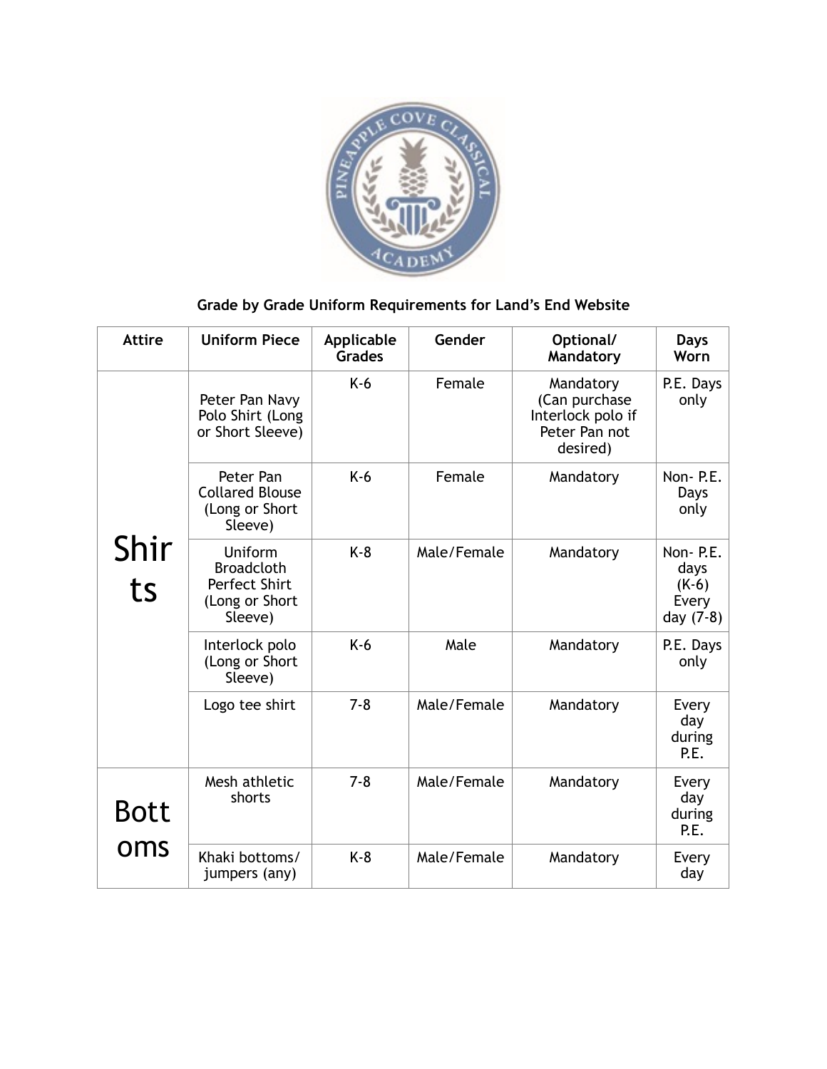**Grade by Grade Uniform Requirements for Land's End Website**

| Attire | Uniform Piece | Applicable Grades | Gender | Optional/ Mandatory | Days Worn |
|---|---|---|---|---|---|
| Shirts | Peter Pan Navy Polo Shirt (Long or Short Sleeve) | K-6 | Female | Mandatory (Can purchase Interlock polo if Peter Pan not desired) | P.E. Days only |
| | Peter Pan Collared Blouse (Long or Short Sleeve) | K-6 | Female | Mandatory | Non- P.E. Days only |
| | Uniform Broadcloth Perfect Shirt (Long or Short Sleeve) | K-8 | Male/Female | Mandatory | Non- P.E. days (K-6) Every day (7-8) |
| | Interlock polo (Long or Short Sleeve) | K-6 | Male | Mandatory | P.E. Days only |
| | Logo tee shirt | 7-8 | Male/Female | Mandatory | Every day during P.E. |
| Bottoms | Mesh athletic shorts | 7-8 | Male/Female | Mandatory | Every day during P.E. |
| | Khaki bottoms/ jumpers (any) | K-8 | Male/Female | Mandatory | Every day |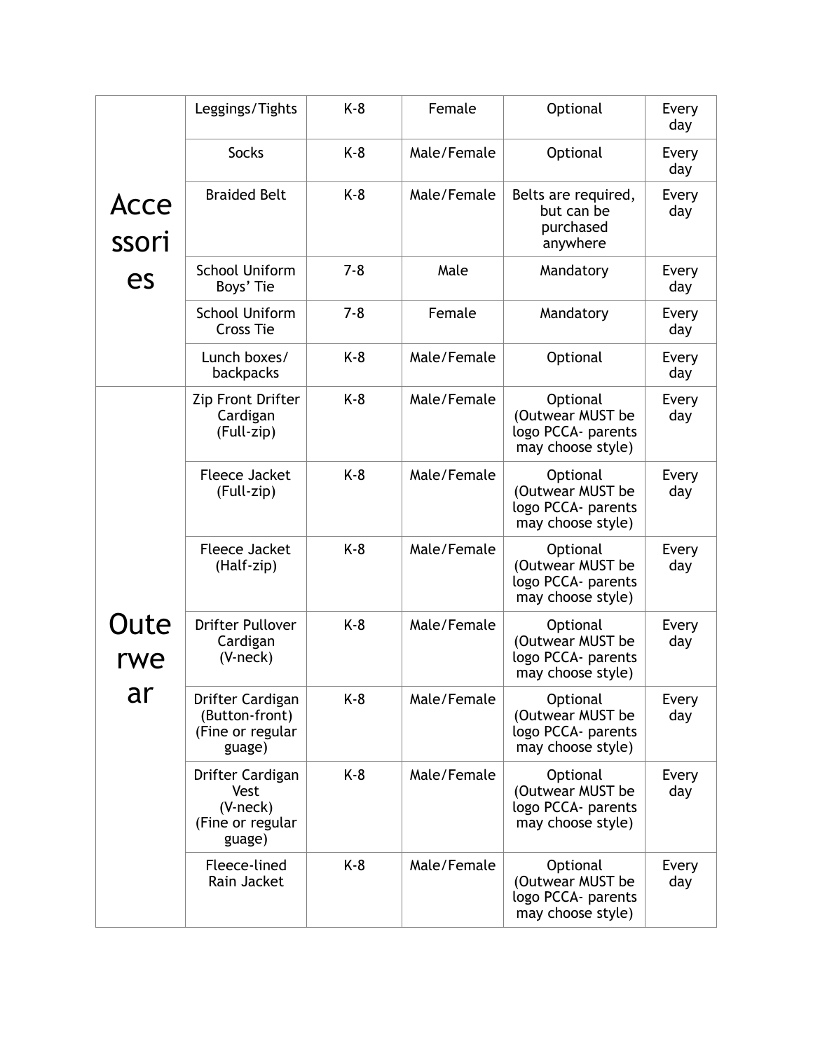| | | | | | |
|---|---|---|---|---|---|
| Accessories | Leggings/Tights | K-8 | Female | Optional | Every day |
| | Socks | K-8 | Male/Female | Optional | Every day |
| | Braided Belt | K-8 | Male/Female | Belts are required, but can be purchased anywhere | Every day |
| | School Uniform Boys' Tie | 7-8 | Male | Mandatory | Every day |
| | School Uniform Cross Tie | 7-8 | Female | Mandatory | Every day |
| | Lunch boxes/ backpacks | K-8 | Male/Female | Optional | Every day |
| Outerwear | Zip Front Drifter Cardigan (Full-zip) | K-8 | Male/Female | Optional (Outwear MUST be logo PCCA- parents may choose style) | Every day |
| | Fleece Jacket (Full-zip) | K-8 | Male/Female | Optional (Outwear MUST be logo PCCA- parents may choose style) | Every day |
| | Fleece Jacket (Half-zip) | K-8 | Male/Female | Optional (Outwear MUST be logo PCCA- parents may choose style) | Every day |
| | Drifter Pullover Cardigan (V-neck) | K-8 | Male/Female | Optional (Outwear MUST be logo PCCA- parents may choose style) | Every day |
| | Drifter Cardigan (Button-front) (Fine or regular guage) | K-8 | Male/Female | Optional (Outwear MUST be logo PCCA- parents may choose style) | Every day |
| | Drifter Cardigan Vest (V-neck) (Fine or regular guage) | K-8 | Male/Female | Optional (Outwear MUST be logo PCCA- parents may choose style) | Every day |
| | Fleece-lined Rain Jacket | K-8 | Male/Female | Optional (Outwear MUST be logo PCCA- parents may choose style) | Every day |